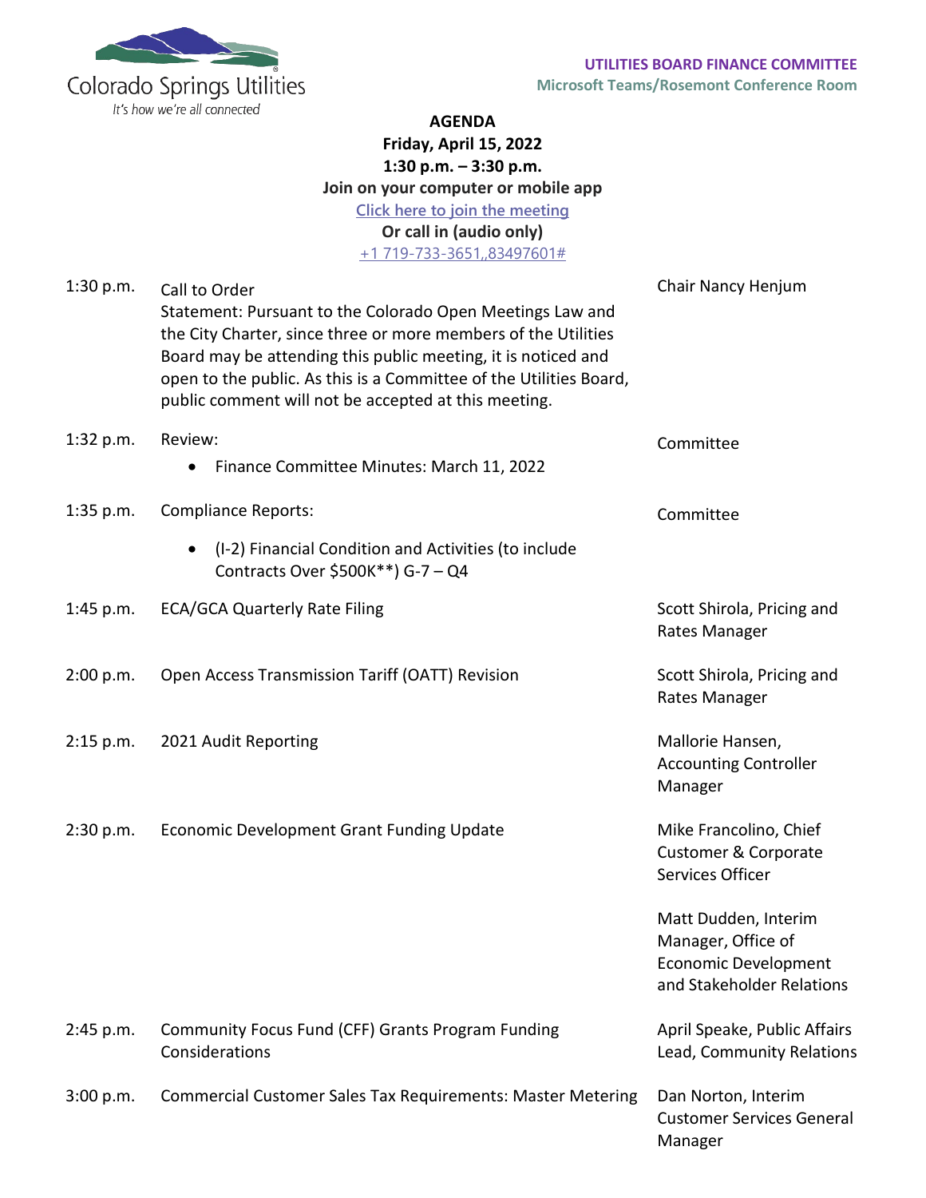Colorado Springs Utilities
*It's how we're all connected*

**UTILITIES BOARD FINANCE COMMITTEE**
**Microsoft Teams/Rosemont Conference Room**

**AGENDA**
**Friday, April 15, 2022**
**1:30 p.m. – 3:30 p.m.**
**Join on your computer or mobile app**
[Click here to join the meeting]
**Or call in (audio only)**
+1 719-733-3651,,83497601#

| | | |
|---|---|---|
| 1:30 p.m. | Call to Order<br>Statement: Pursuant to the Colorado Open Meetings Law and the City Charter, since three or more members of the Utilities Board may be attending this public meeting, it is noticed and open to the public. As this is a Committee of the Utilities Board, public comment will not be accepted at this meeting. | Chair Nancy Henjum |
| 1:32 p.m. | Review:<br>• Finance Committee Minutes: March 11, 2022 | Committee |
| 1:35 p.m. | Compliance Reports:<br>• (I-2) Financial Condition and Activities (to include Contracts Over $500K**) G-7 – Q4 | Committee |
| 1:45 p.m. | ECA/GCA Quarterly Rate Filing | Scott Shirola, Pricing and Rates Manager |
| 2:00 p.m. | Open Access Transmission Tariff (OATT) Revision | Scott Shirola, Pricing and Rates Manager |
| 2:15 p.m. | 2021 Audit Reporting | Mallorie Hansen, Accounting Controller Manager |
| 2:30 p.m. | Economic Development Grant Funding Update | Mike Francolino, Chief Customer & Corporate Services Officer<br><br>Matt Dudden, Interim Manager, Office of Economic Development and Stakeholder Relations |
| 2:45 p.m. | Community Focus Fund (CFF) Grants Program Funding Considerations | April Speake, Public Affairs Lead, Community Relations |
| 3:00 p.m. | Commercial Customer Sales Tax Requirements: Master Metering | Dan Norton, Interim Customer Services General Manager |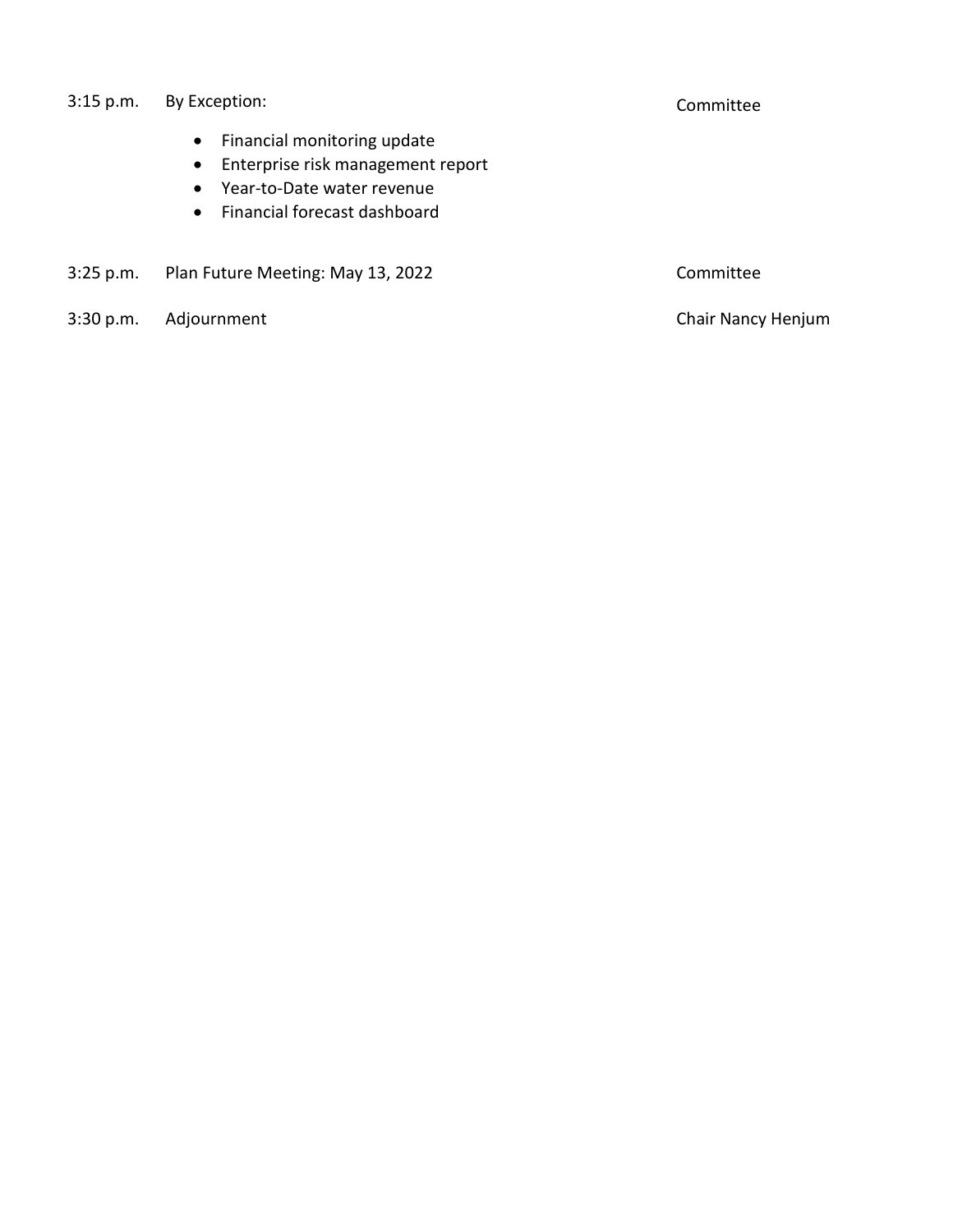| | | |
|---|---|---|
| 3:15 p.m. | By Exception:<br>• Financial monitoring update<br>• Enterprise risk management report<br>• Year-to-Date water revenue<br>• Financial forecast dashboard | Committee |
| 3:25 p.m. | Plan Future Meeting: May 13, 2022 | Committee |
| 3:30 p.m. | Adjournment | Chair Nancy Henjum |